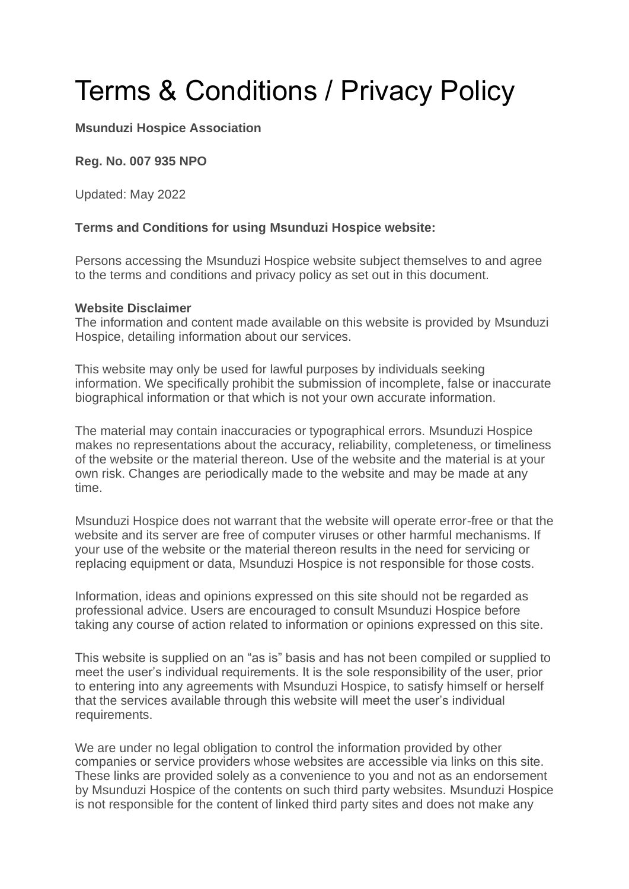# Terms & Conditions / Privacy Policy

**Msunduzi Hospice Association**

**Reg. No. 007 935 NPO**

Updated: May 2022

**Terms and Conditions for using Msunduzi Hospice website:**

Persons accessing the Msunduzi Hospice website subject themselves to and agree to the terms and conditions and privacy policy as set out in this document.

**Website Disclaimer**
The information and content made available on this website is provided by Msunduzi Hospice, detailing information about our services.

This website may only be used for lawful purposes by individuals seeking information. We specifically prohibit the submission of incomplete, false or inaccurate biographical information or that which is not your own accurate information.

The material may contain inaccuracies or typographical errors. Msunduzi Hospice makes no representations about the accuracy, reliability, completeness, or timeliness of the website or the material thereon. Use of the website and the material is at your own risk. Changes are periodically made to the website and may be made at any time.

Msunduzi Hospice does not warrant that the website will operate error-free or that the website and its server are free of computer viruses or other harmful mechanisms. If your use of the website or the material thereon results in the need for servicing or replacing equipment or data, Msunduzi Hospice is not responsible for those costs.

Information, ideas and opinions expressed on this site should not be regarded as professional advice. Users are encouraged to consult Msunduzi Hospice before taking any course of action related to information or opinions expressed on this site.

This website is supplied on an “as is” basis and has not been compiled or supplied to meet the user’s individual requirements. It is the sole responsibility of the user, prior to entering into any agreements with Msunduzi Hospice, to satisfy himself or herself that the services available through this website will meet the user’s individual requirements.

We are under no legal obligation to control the information provided by other companies or service providers whose websites are accessible via links on this site. These links are provided solely as a convenience to you and not as an endorsement by Msunduzi Hospice of the contents on such third party websites. Msunduzi Hospice is not responsible for the content of linked third party sites and does not make any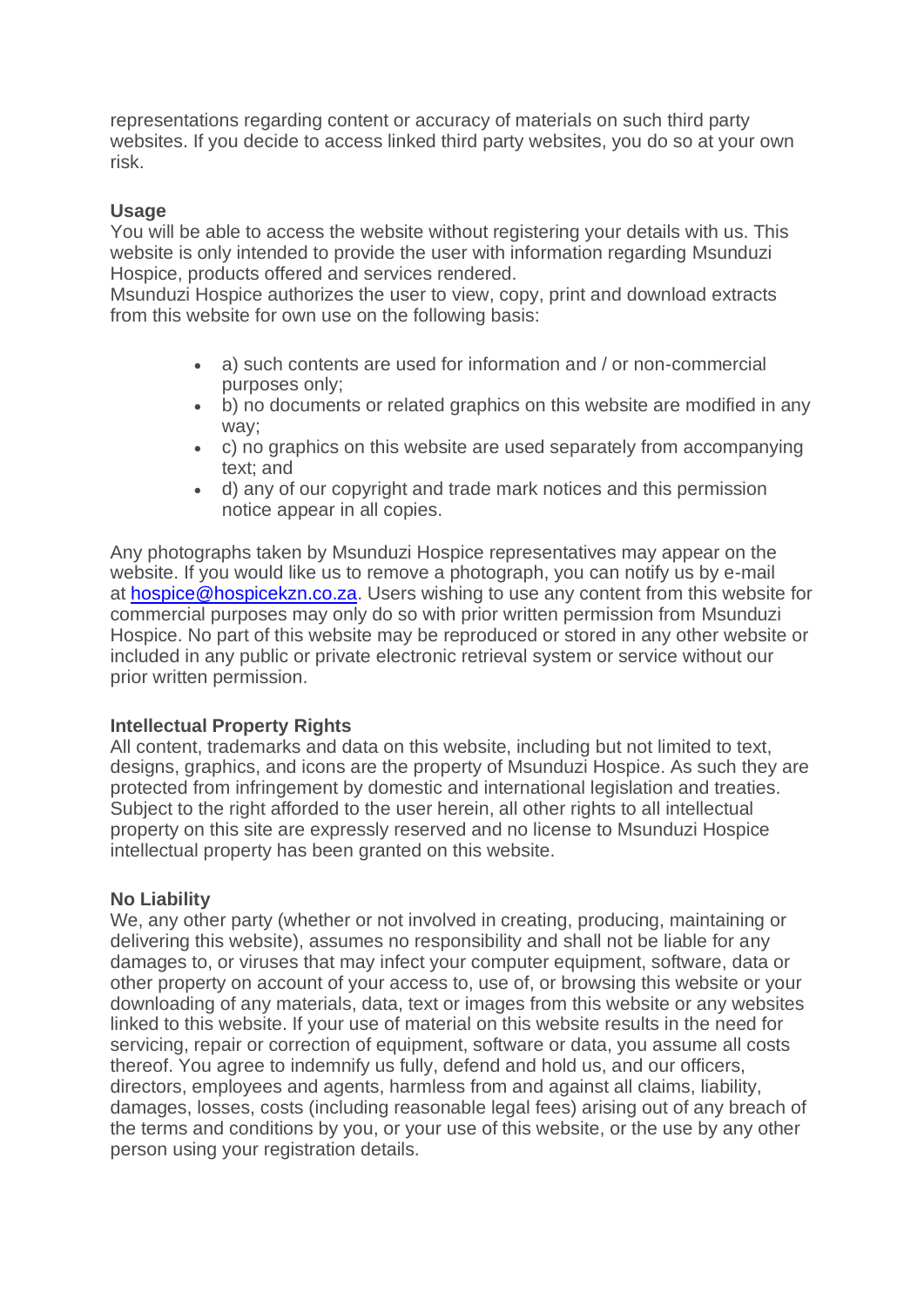representations regarding content or accuracy of materials on such third party websites. If you decide to access linked third party websites, you do so at your own risk.

**Usage**

You will be able to access the website without registering your details with us. This website is only intended to provide the user with information regarding Msunduzi Hospice, products offered and services rendered.

Msunduzi Hospice authorizes the user to view, copy, print and download extracts from this website for own use on the following basis:

- a) such contents are used for information and / or non-commercial purposes only;
- b) no documents or related graphics on this website are modified in any way;
- c) no graphics on this website are used separately from accompanying text; and
- d) any of our copyright and trade mark notices and this permission notice appear in all copies.

Any photographs taken by Msunduzi Hospice representatives may appear on the website. If you would like us to remove a photograph, you can notify us by e-mail at [hospice@hospicekzn.co.za](mailto:hospice@hospicekzn.co.za). Users wishing to use any content from this website for commercial purposes may only do so with prior written permission from Msunduzi Hospice. No part of this website may be reproduced or stored in any other website or included in any public or private electronic retrieval system or service without our prior written permission.

**Intellectual Property Rights**

All content, trademarks and data on this website, including but not limited to text, designs, graphics, and icons are the property of Msunduzi Hospice. As such they are protected from infringement by domestic and international legislation and treaties. Subject to the right afforded to the user herein, all other rights to all intellectual property on this site are expressly reserved and no license to Msunduzi Hospice intellectual property has been granted on this website.

**No Liability**

We, any other party (whether or not involved in creating, producing, maintaining or delivering this website), assumes no responsibility and shall not be liable for any damages to, or viruses that may infect your computer equipment, software, data or other property on account of your access to, use of, or browsing this website or your downloading of any materials, data, text or images from this website or any websites linked to this website. If your use of material on this website results in the need for servicing, repair or correction of equipment, software or data, you assume all costs thereof. You agree to indemnify us fully, defend and hold us, and our officers, directors, employees and agents, harmless from and against all claims, liability, damages, losses, costs (including reasonable legal fees) arising out of any breach of the terms and conditions by you, or your use of this website, or the use by any other person using your registration details.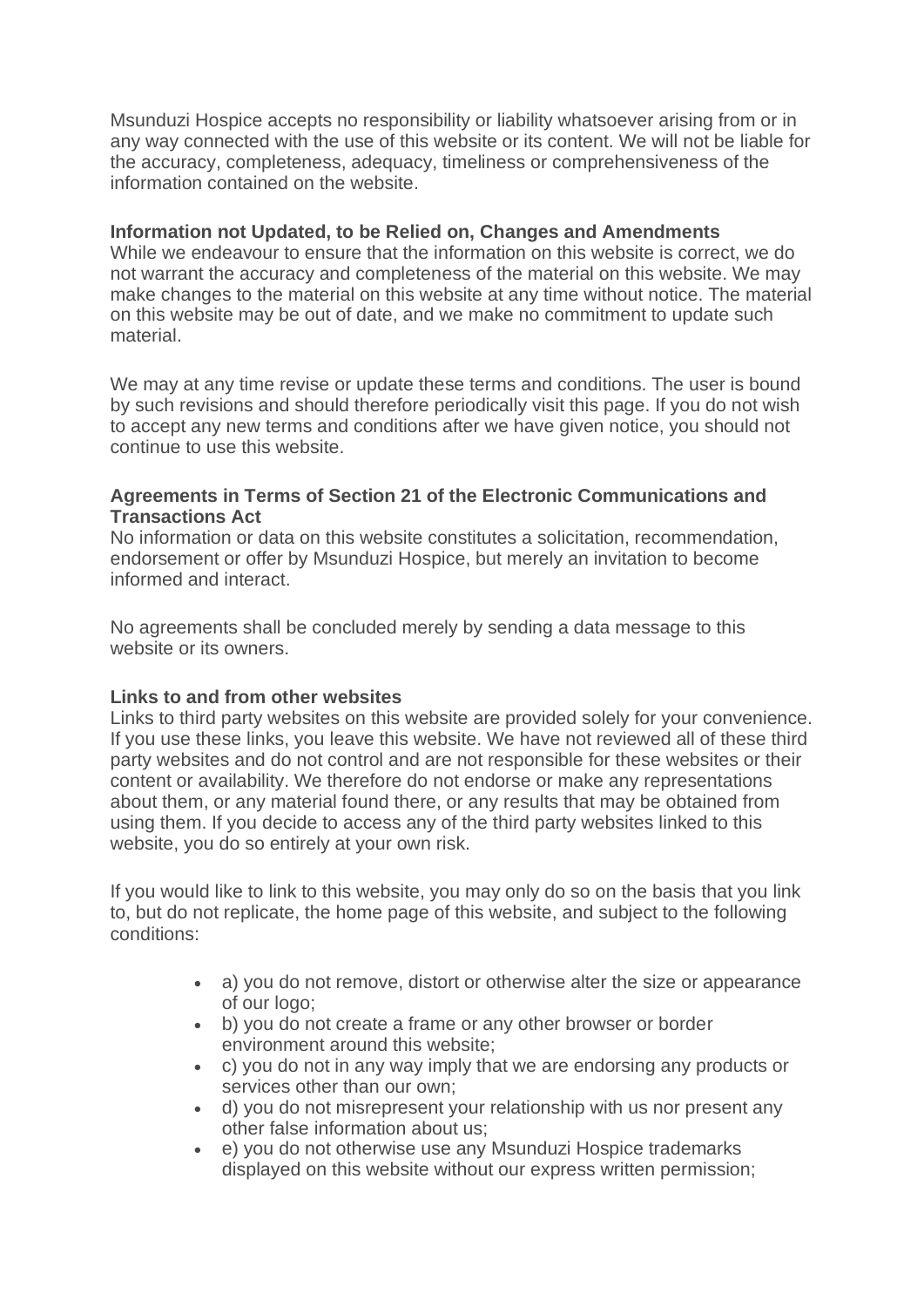Msunduzi Hospice accepts no responsibility or liability whatsoever arising from or in any way connected with the use of this website or its content. We will not be liable for the accuracy, completeness, adequacy, timeliness or comprehensiveness of the information contained on the website.

**Information not Updated, to be Relied on, Changes and Amendments**

While we endeavour to ensure that the information on this website is correct, we do not warrant the accuracy and completeness of the material on this website. We may make changes to the material on this website at any time without notice. The material on this website may be out of date, and we make no commitment to update such material.

We may at any time revise or update these terms and conditions. The user is bound by such revisions and should therefore periodically visit this page. If you do not wish to accept any new terms and conditions after we have given notice, you should not continue to use this website.

**Agreements in Terms of Section 21 of the Electronic Communications and Transactions Act**

No information or data on this website constitutes a solicitation, recommendation, endorsement or offer by Msunduzi Hospice, but merely an invitation to become informed and interact.

No agreements shall be concluded merely by sending a data message to this website or its owners.

**Links to and from other websites**

Links to third party websites on this website are provided solely for your convenience. If you use these links, you leave this website. We have not reviewed all of these third party websites and do not control and are not responsible for these websites or their content or availability. We therefore do not endorse or make any representations about them, or any material found there, or any results that may be obtained from using them. If you decide to access any of the third party websites linked to this website, you do so entirely at your own risk.

If you would like to link to this website, you may only do so on the basis that you link to, but do not replicate, the home page of this website, and subject to the following conditions:

- a) you do not remove, distort or otherwise alter the size or appearance of our logo;
- b) you do not create a frame or any other browser or border environment around this website;
- c) you do not in any way imply that we are endorsing any products or services other than our own;
- d) you do not misrepresent your relationship with us nor present any other false information about us;
- e) you do not otherwise use any Msunduzi Hospice trademarks displayed on this website without our express written permission;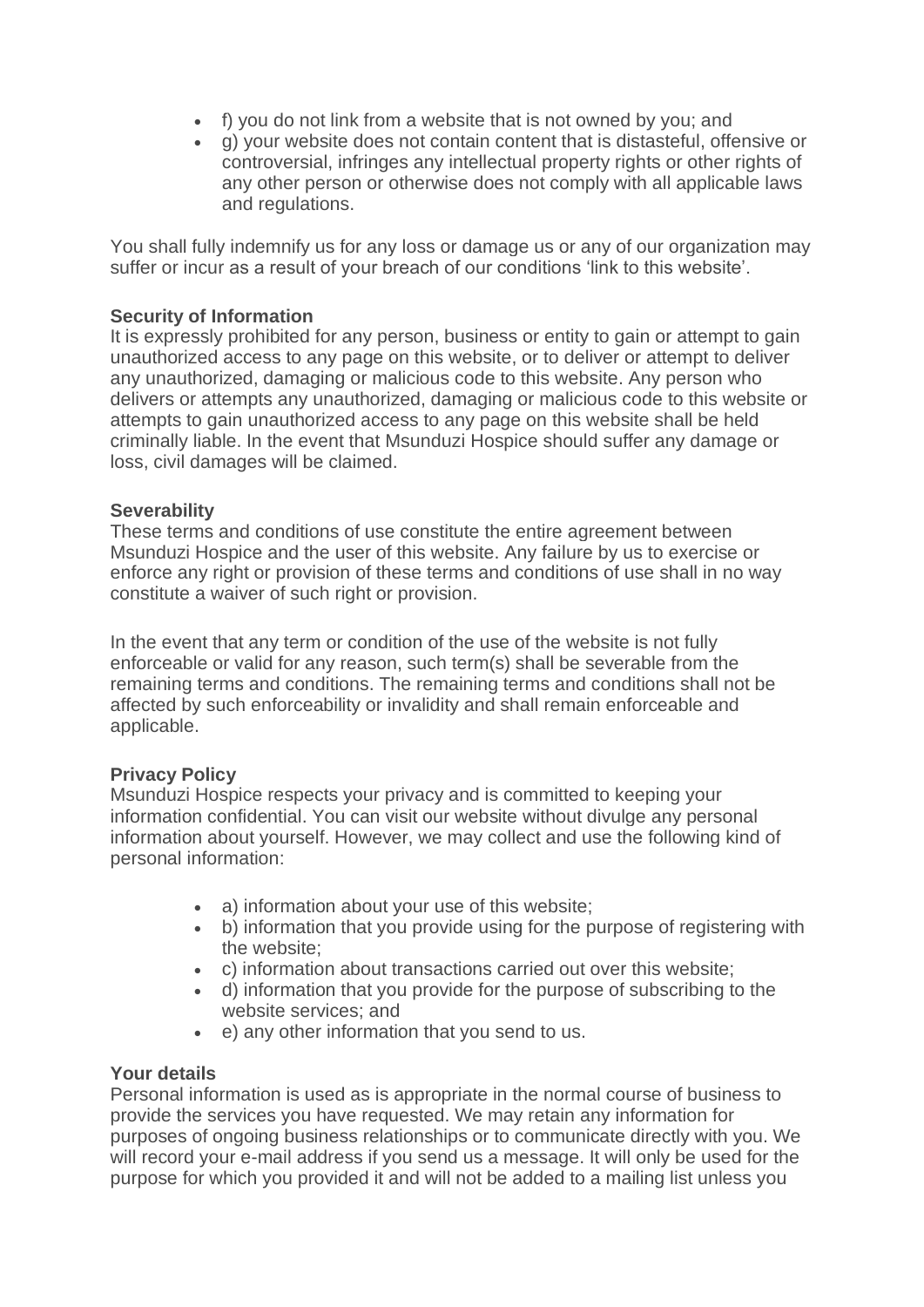- f) you do not link from a website that is not owned by you; and
- g) your website does not contain content that is distasteful, offensive or controversial, infringes any intellectual property rights or other rights of any other person or otherwise does not comply with all applicable laws and regulations.

You shall fully indemnify us for any loss or damage us or any of our organization may suffer or incur as a result of your breach of our conditions 'link to this website'.

**Security of Information**
It is expressly prohibited for any person, business or entity to gain or attempt to gain unauthorized access to any page on this website, or to deliver or attempt to deliver any unauthorized, damaging or malicious code to this website. Any person who delivers or attempts any unauthorized, damaging or malicious code to this website or attempts to gain unauthorized access to any page on this website shall be held criminally liable. In the event that Msunduzi Hospice should suffer any damage or loss, civil damages will be claimed.

**Severability**
These terms and conditions of use constitute the entire agreement between Msunduzi Hospice and the user of this website. Any failure by us to exercise or enforce any right or provision of these terms and conditions of use shall in no way constitute a waiver of such right or provision.

In the event that any term or condition of the use of the website is not fully enforceable or valid for any reason, such term(s) shall be severable from the remaining terms and conditions. The remaining terms and conditions shall not be affected by such enforceability or invalidity and shall remain enforceable and applicable.

**Privacy Policy**
Msunduzi Hospice respects your privacy and is committed to keeping your information confidential. You can visit our website without divulge any personal information about yourself. However, we may collect and use the following kind of personal information:

- a) information about your use of this website;
- b) information that you provide using for the purpose of registering with the website;
- c) information about transactions carried out over this website;
- d) information that you provide for the purpose of subscribing to the website services; and
- e) any other information that you send to us.

**Your details**
Personal information is used as is appropriate in the normal course of business to provide the services you have requested. We may retain any information for purposes of ongoing business relationships or to communicate directly with you. We will record your e-mail address if you send us a message. It will only be used for the purpose for which you provided it and will not be added to a mailing list unless you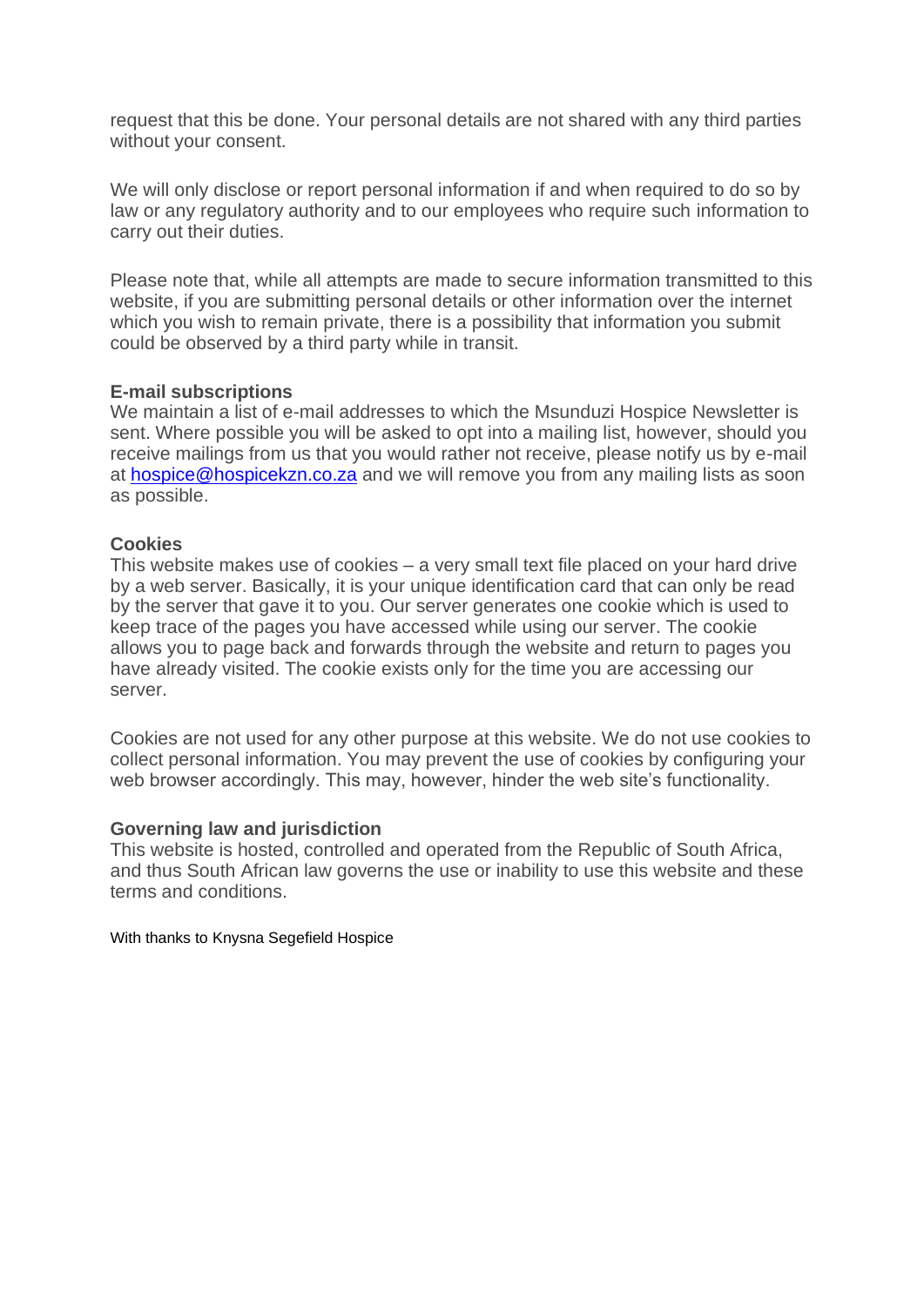request that this be done. Your personal details are not shared with any third parties without your consent.

We will only disclose or report personal information if and when required to do so by law or any regulatory authority and to our employees who require such information to carry out their duties.

Please note that, while all attempts are made to secure information transmitted to this website, if you are submitting personal details or other information over the internet which you wish to remain private, there is a possibility that information you submit could be observed by a third party while in transit.

**E-mail subscriptions**
We maintain a list of e-mail addresses to which the Msunduzi Hospice Newsletter is sent. Where possible you will be asked to opt into a mailing list, however, should you receive mailings from us that you would rather not receive, please notify us by e-mail at [hospice@hospicekzn.co.za](mailto:hospice@hospicekzn.co.za) and we will remove you from any mailing lists as soon as possible.

**Cookies**
This website makes use of cookies – a very small text file placed on your hard drive by a web server. Basically, it is your unique identification card that can only be read by the server that gave it to you. Our server generates one cookie which is used to keep trace of the pages you have accessed while using our server. The cookie allows you to page back and forwards through the website and return to pages you have already visited. The cookie exists only for the time you are accessing our server.

Cookies are not used for any other purpose at this website. We do not use cookies to collect personal information. You may prevent the use of cookies by configuring your web browser accordingly. This may, however, hinder the web site's functionality.

**Governing law and jurisdiction**
This website is hosted, controlled and operated from the Republic of South Africa, and thus South African law governs the use or inability to use this website and these terms and conditions.

With thanks to Knysna Segefield Hospice